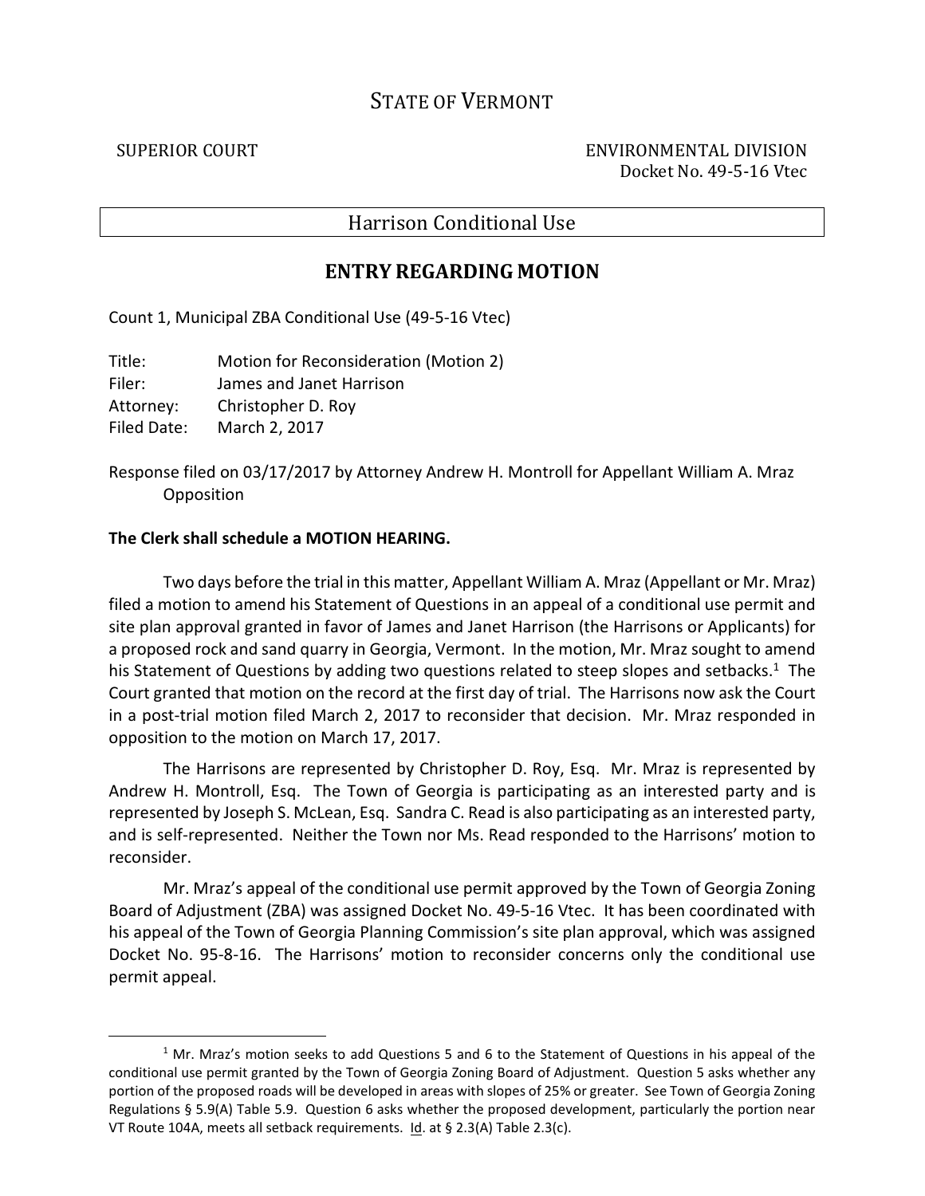# STATE OF VERMONT

SUPERIOR COURT ENVIRONMENTAL DIVISION
Docket No. 49-5-16 Vtec

## Harrison Conditional Use

## ENTRY REGARDING MOTION

Count 1, Municipal ZBA Conditional Use (49-5-16 Vtec)

Title: Motion for Reconsideration (Motion 2)
Filer: James and Janet Harrison
Attorney: Christopher D. Roy
Filed Date: March 2, 2017

Response filed on 03/17/2017 by Attorney Andrew H. Montroll for Appellant William A. Mraz
Opposition

**The Clerk shall schedule a MOTION HEARING.**

Two days before the trial in this matter, Appellant William A. Mraz (Appellant or Mr. Mraz) filed a motion to amend his Statement of Questions in an appeal of a conditional use permit and site plan approval granted in favor of James and Janet Harrison (the Harrisons or Applicants) for a proposed rock and sand quarry in Georgia, Vermont. In the motion, Mr. Mraz sought to amend his Statement of Questions by adding two questions related to steep slopes and setbacks.[1] The Court granted that motion on the record at the first day of trial. The Harrisons now ask the Court in a post-trial motion filed March 2, 2017 to reconsider that decision. Mr. Mraz responded in opposition to the motion on March 17, 2017.

The Harrisons are represented by Christopher D. Roy, Esq. Mr. Mraz is represented by Andrew H. Montroll, Esq. The Town of Georgia is participating as an interested party and is represented by Joseph S. McLean, Esq. Sandra C. Read is also participating as an interested party, and is self-represented. Neither the Town nor Ms. Read responded to the Harrisons' motion to reconsider.

Mr. Mraz's appeal of the conditional use permit approved by the Town of Georgia Zoning Board of Adjustment (ZBA) was assigned Docket No. 49-5-16 Vtec. It has been coordinated with his appeal of the Town of Georgia Planning Commission's site plan approval, which was assigned Docket No. 95-8-16. The Harrisons' motion to reconsider concerns only the conditional use permit appeal.

[1] Mr. Mraz's motion seeks to add Questions 5 and 6 to the Statement of Questions in his appeal of the conditional use permit granted by the Town of Georgia Zoning Board of Adjustment. Question 5 asks whether any portion of the proposed roads will be developed in areas with slopes of 25% or greater. See Town of Georgia Zoning Regulations § 5.9(A) Table 5.9. Question 6 asks whether the proposed development, particularly the portion near VT Route 104A, meets all setback requirements. Id. at § 2.3(A) Table 2.3(c).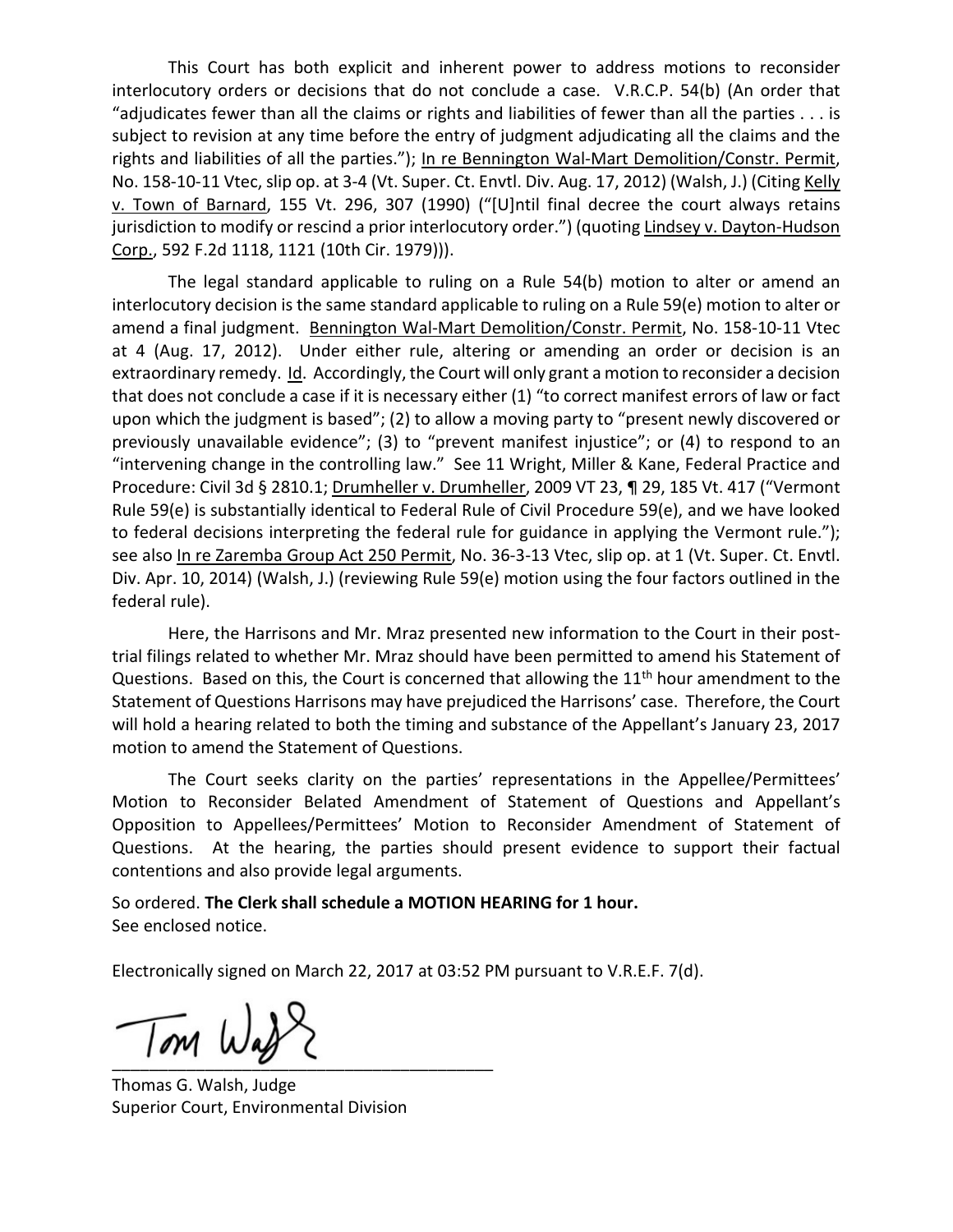This Court has both explicit and inherent power to address motions to reconsider interlocutory orders or decisions that do not conclude a case. V.R.C.P. 54(b) (An order that "adjudicates fewer than all the claims or rights and liabilities of fewer than all the parties . . . is subject to revision at any time before the entry of judgment adjudicating all the claims and the rights and liabilities of all the parties."); In re Bennington Wal-Mart Demolition/Constr. Permit, No. 158-10-11 Vtec, slip op. at 3-4 (Vt. Super. Ct. Envtl. Div. Aug. 17, 2012) (Walsh, J.) (Citing Kelly v. Town of Barnard, 155 Vt. 296, 307 (1990) ("[U]ntil final decree the court always retains jurisdiction to modify or rescind a prior interlocutory order.") (quoting Lindsey v. Dayton-Hudson Corp., 592 F.2d 1118, 1121 (10th Cir. 1979))).

The legal standard applicable to ruling on a Rule 54(b) motion to alter or amend an interlocutory decision is the same standard applicable to ruling on a Rule 59(e) motion to alter or amend a final judgment. Bennington Wal-Mart Demolition/Constr. Permit, No. 158-10-11 Vtec at 4 (Aug. 17, 2012). Under either rule, altering or amending an order or decision is an extraordinary remedy. Id. Accordingly, the Court will only grant a motion to reconsider a decision that does not conclude a case if it is necessary either (1) "to correct manifest errors of law or fact upon which the judgment is based"; (2) to allow a moving party to "present newly discovered or previously unavailable evidence"; (3) to "prevent manifest injustice"; or (4) to respond to an "intervening change in the controlling law." See 11 Wright, Miller & Kane, Federal Practice and Procedure: Civil 3d § 2810.1; Drumheller v. Drumheller, 2009 VT 23, ¶ 29, 185 Vt. 417 ("Vermont Rule 59(e) is substantially identical to Federal Rule of Civil Procedure 59(e), and we have looked to federal decisions interpreting the federal rule for guidance in applying the Vermont rule."); see also In re Zaremba Group Act 250 Permit, No. 36-3-13 Vtec, slip op. at 1 (Vt. Super. Ct. Envtl. Div. Apr. 10, 2014) (Walsh, J.) (reviewing Rule 59(e) motion using the four factors outlined in the federal rule).

Here, the Harrisons and Mr. Mraz presented new information to the Court in their post-trial filings related to whether Mr. Mraz should have been permitted to amend his Statement of Questions. Based on this, the Court is concerned that allowing the 11th hour amendment to the Statement of Questions Harrisons may have prejudiced the Harrisons' case. Therefore, the Court will hold a hearing related to both the timing and substance of the Appellant's January 23, 2017 motion to amend the Statement of Questions.

The Court seeks clarity on the parties' representations in the Appellee/Permittees' Motion to Reconsider Belated Amendment of Statement of Questions and Appellant's Opposition to Appellees/Permittees' Motion to Reconsider Amendment of Statement of Questions. At the hearing, the parties should present evidence to support their factual contentions and also provide legal arguments.

So ordered. **The Clerk shall schedule a MOTION HEARING for 1 hour.**
See enclosed notice.

Electronically signed on March 22, 2017 at 03:52 PM pursuant to V.R.E.F. 7(d).

Thomas G. Walsh, Judge
Superior Court, Environmental Division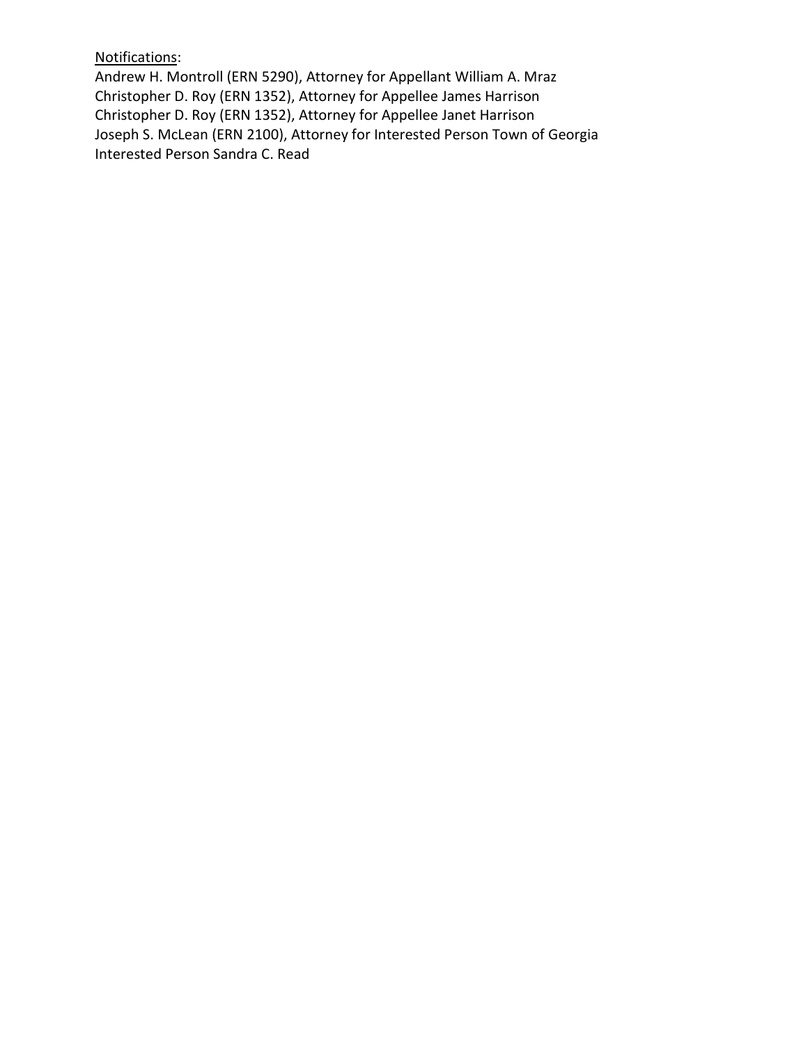<u>Notifications</u>:

Andrew H. Montroll (ERN 5290), Attorney for Appellant William A. Mraz
Christopher D. Roy (ERN 1352), Attorney for Appellee James Harrison
Christopher D. Roy (ERN 1352), Attorney for Appellee Janet Harrison
Joseph S. McLean (ERN 2100), Attorney for Interested Person Town of Georgia
Interested Person Sandra C. Read